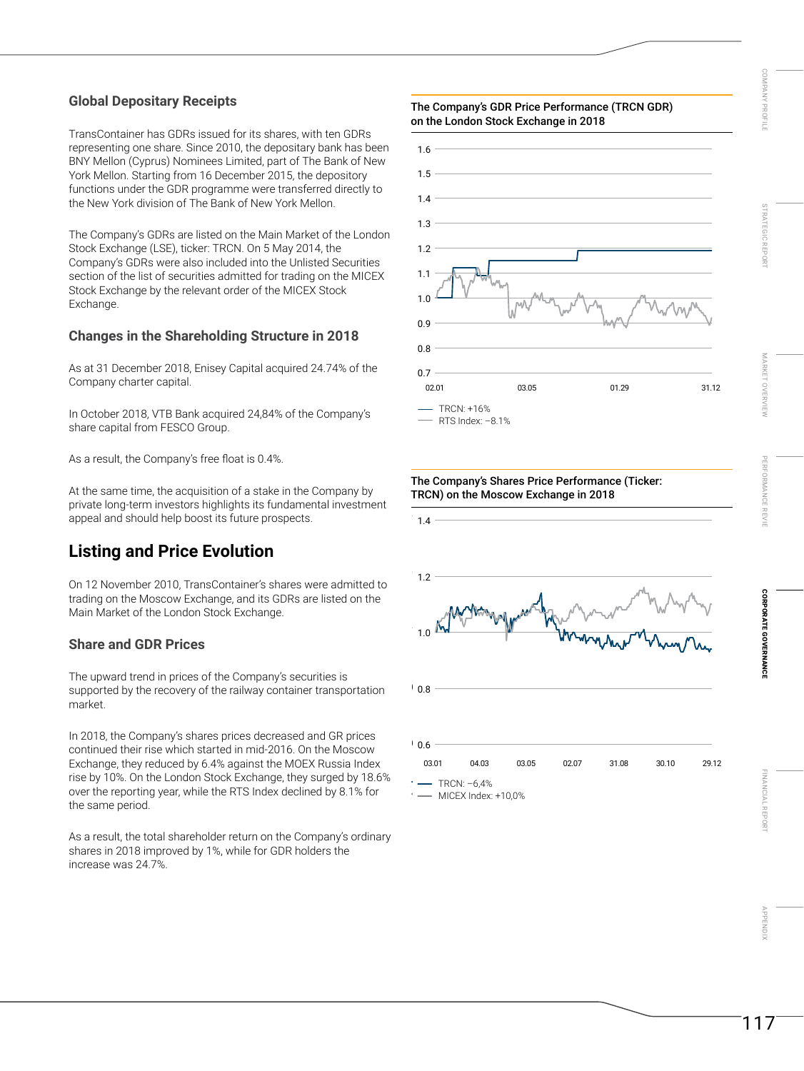## Global Depositary Receipts

TransContainer has GDRs issued for its shares, with ten GDRs representing one share. Since 2010, the depositary bank has been BNY Mellon (Cyprus) Nominees Limited, part of The Bank of New York Mellon. Starting from 16 December 2015, the depository functions under the GDR programme were transferred directly to the New York division of The Bank of New York Mellon.

The Company's GDRs are listed on the Main Market of the London Stock Exchange (LSE), ticker: TRCN. On 5 May 2014, the Company's GDRs were also included into the Unlisted Securities section of the list of securities admitted for trading on the MICEX Stock Exchange by the relevant order of the MICEX Stock Exchange.

## Changes in the Shareholding Structure in 2018

As at 31 December 2018, Enisey Capital acquired 24.74% of the Company charter capital.

In October 2018, VTB Bank acquired 24,84% of the Company's share capital from FESCO Group.

As a result, the Company's free float is 0.4%.

At the same time, the acquisition of a stake in the Company by private long-term investors highlights its fundamental investment appeal and should help boost its future prospects.

# Listing and Price Evolution

On 12 November 2010, TransContainer's shares were admitted to trading on the Moscow Exchange, and its GDRs are listed on the Main Market of the London Stock Exchange.

## Share and GDR Prices

The upward trend in prices of the Company's securities is supported by the recovery of the railway container transportation market.

In 2018, the Company's shares prices decreased and GR prices continued their rise which started in mid-2016. On the Moscow Exchange, they reduced by 6.4% against the MOEX Russia Index rise by 10%. On the London Stock Exchange, they surged by 18.6% over the reporting year, while the RTS Index declined by 8.1% for the same period.

As a result, the total shareholder return on the Company's ordinary shares in 2018 improved by 1%, while for GDR holders the increase was 24.7%.

**The Company's GDR Price Performance (TRCN GDR) on the London Stock Exchange in 2018**

- TRCN: +16%
- RTS Index: –8.1%

**The Company's Shares Price Performance (Ticker: TRCN) on the Moscow Exchange in 2018**

- TRCN: –6,4%
- MICEX Index: +10,0%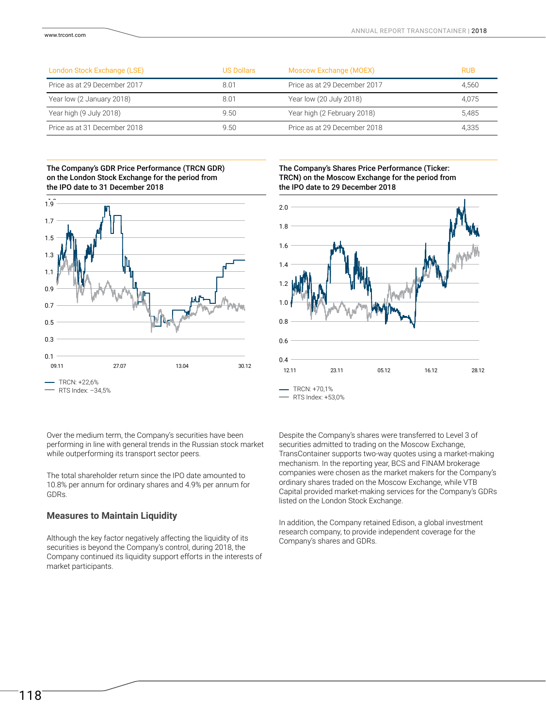| London Stock Exchange (LSE) | US Dollars | Moscow Exchange (MOEX) | RUB |
|---|---|---|---|
| Price as at 29 December 2017 | 8.01 | Price as at 29 December 2017 | 4,560 |
| Year low (2 January 2018) | 8.01 | Year low (20 July 2018) | 4,075 |
| Year high (9 July 2018) | 9.50 | Year high (2 February 2018) | 5,485 |
| Price as at 31 December 2018 | 9.50 | Price as at 29 December 2018 | 4,335 |

**The Company's GDR Price Performance (TRCN GDR) on the London Stock Exchange for the period from the IPO date to 31 December 2018**

1.9
1.7
1.5
1.3
1.1
0.9
0.7
0.5
0.3
0.1

09.11
27.07
13.04
30.12

TRCN: +22,6%
RTS Index: −34,5%

**The Company's Shares Price Performance (Ticker: TRCN) on the Moscow Exchange for the period from the IPO date to 29 December 2018**

2.0
1.8
1.6
1.4
1.2
1.0
0.8
0.6
0.4

12.11
23.11
05.12
16.12
28.12

TRCN: +70,1%
RTS Index: +53,0%

Over the medium term, the Company's securities have been performing in line with general trends in the Russian stock market while outperforming its transport sector peers.

The total shareholder return since the IPO date amounted to 10.8% per annum for ordinary shares and 4.9% per annum for GDRs.

## Measures to Maintain Liquidity

Although the key factor negatively affecting the liquidity of its securities is beyond the Company's control, during 2018, the Company continued its liquidity support efforts in the interests of market participants.

Despite the Company's shares were transferred to Level 3 of securities admitted to trading on the Moscow Exchange, TransContainer supports two-way quotes using a market-making mechanism. In the reporting year, BCS and FINAM brokerage companies were chosen as the market makers for the Company's ordinary shares traded on the Moscow Exchange, while VTB Capital provided market-making services for the Company's GDRs listed on the London Stock Exchange.

In addition, the Company retained Edison, a global investment research company, to provide independent coverage for the Company's shares and GDRs.